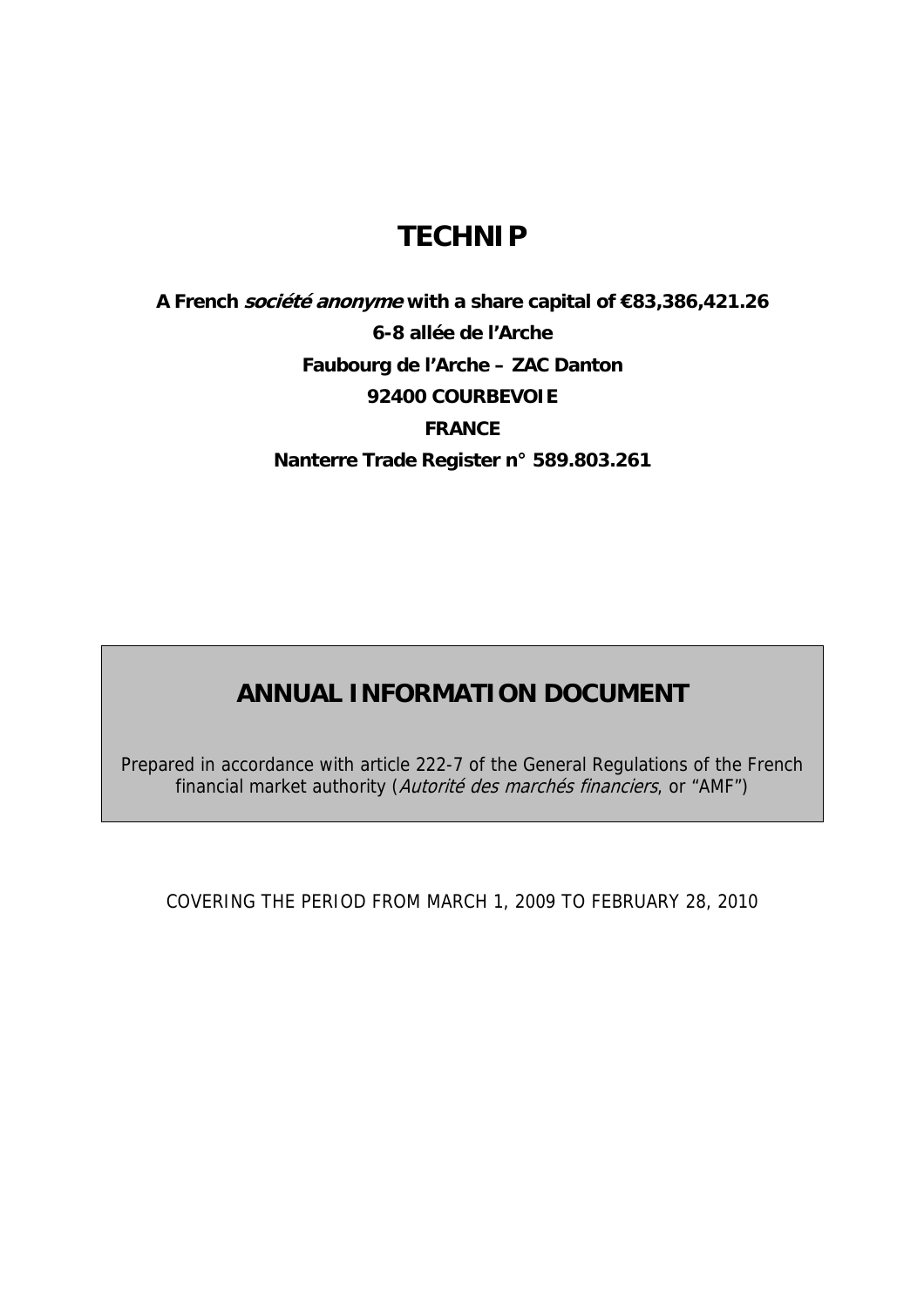# TECHNIP

**A French *société anonyme* with a share capital of €83,386,421.26**

**6-8 allée de l'Arche**

**Faubourg de l'Arche – ZAC Danton**

**92400 COURBEVOIE**

**FRANCE**

**Nanterre Trade Register n° 589.803.261**

## ANNUAL INFORMATION DOCUMENT

Prepared in accordance with article 222-7 of the General Regulations of the French financial market authority (*Autorité des marchés financiers*, or "AMF")

COVERING THE PERIOD FROM MARCH 1, 2009 TO FEBRUARY 28, 2010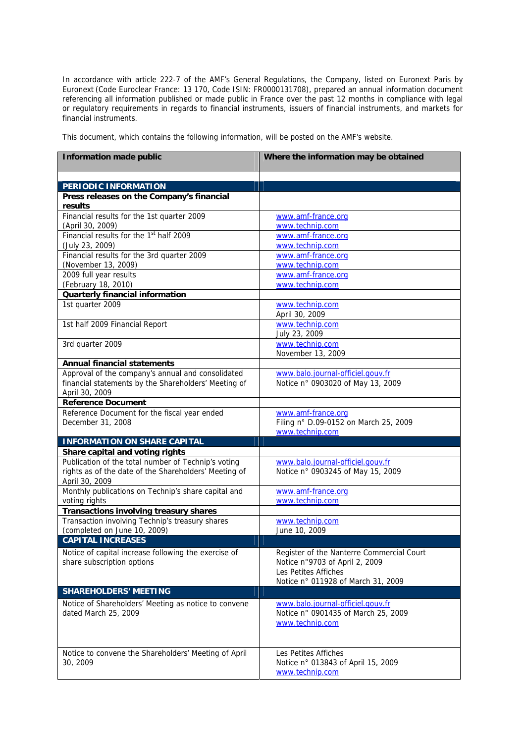In accordance with article 222-7 of the AMF's General Regulations, the Company, listed on Euronext Paris by Euronext (Code Euroclear France: 13 170, Code ISIN: FR0000131708), prepared an annual information document referencing all information published or made public in France over the past 12 months in compliance with legal or regulatory requirements in regards to financial instruments, issuers of financial instruments, and markets for financial instruments.

This document, which contains the following information, will be posted on the AMF's website.

| Information made public | Where the information may be obtained |
|---|---|
| | |
| **PERIODIC INFORMATION** | |
| **Press releases on the Company's financial results** | |
| Financial results for the 1st quarter 2009 (April 30, 2009) | www.amf-france.org www.technip.com |
| Financial results for the 1st half 2009 (July 23, 2009) | www.amf-france.org www.technip.com |
| Financial results for the 3rd quarter 2009 (November 13, 2009) | www.amf-france.org www.technip.com |
| 2009 full year results (February 18, 2010) | www.amf-france.org www.technip.com |
| **Quarterly financial information** | |
| 1st quarter 2009 | www.technip.com April 30, 2009 |
| 1st half 2009 Financial Report | www.technip.com July 23, 2009 |
| 3rd quarter 2009 | www.technip.com November 13, 2009 |
| **Annual financial statements** | |
| Approval of the company's annual and consolidated financial statements by the Shareholders' Meeting of April 30, 2009 | www.balo.journal-officiel.gouv.fr Notice n° 0903020 of May 13, 2009 |
| **Reference Document** | |
| Reference Document for the fiscal year ended December 31, 2008 | www.amf-france.org Filing n° D.09-0152 on March 25, 2009 www.technip.com |
| **INFORMATION ON SHARE CAPITAL** | |
| **Share capital and voting rights** | |
| Publication of the total number of Technip's voting rights as of the date of the Shareholders' Meeting of April 30, 2009 | www.balo.journal-officiel.gouv.fr Notice n° 0903245 of May 15, 2009 |
| Monthly publications on Technip's share capital and voting rights | www.amf-france.org www.technip.com |
| **Transactions involving treasury shares** | |
| Transaction involving Technip's treasury shares (completed on June 10, 2009) | www.technip.com June 10, 2009 |
| **CAPITAL INCREASES** | |
| Notice of capital increase following the exercise of share subscription options | Register of the Nanterre Commercial Court Notice n°9703 of April 2, 2009 Les Petites Affiches Notice n° 011928 of March 31, 2009 |
| **SHAREHOLDERS' MEETING** | |
| Notice of Shareholders' Meeting as notice to convene dated March 25, 2009 | www.balo.journal-officiel.gouv.fr Notice n° 0901435 of March 25, 2009 www.technip.com |
| Notice to convene the Shareholders' Meeting of April 30, 2009 | Les Petites Affiches Notice n° 013843 of April 15, 2009 www.technip.com |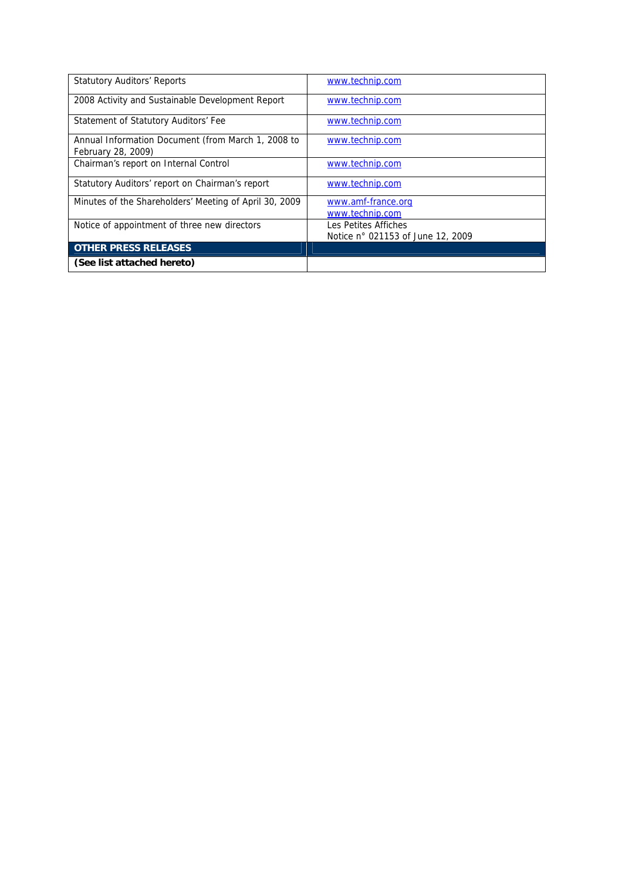| | |
|---|---|
| Statutory Auditors' Reports | www.technip.com |
| 2008 Activity and Sustainable Development Report | www.technip.com |
| Statement of Statutory Auditors' Fee | www.technip.com |
| Annual Information Document (from March 1, 2008 to February 28, 2009) | www.technip.com |
| Chairman's report on Internal Control | www.technip.com |
| Statutory Auditors' report on Chairman's report | www.technip.com |
| Minutes of the Shareholders' Meeting of April 30, 2009 | www.amf-france.org<br>www.technip.com |
| Notice of appointment of three new directors | Les Petites Affiches<br>Notice n° 021153 of June 12, 2009 |
| **OTHER PRESS RELEASES** | |
| **(See list attached hereto)** | |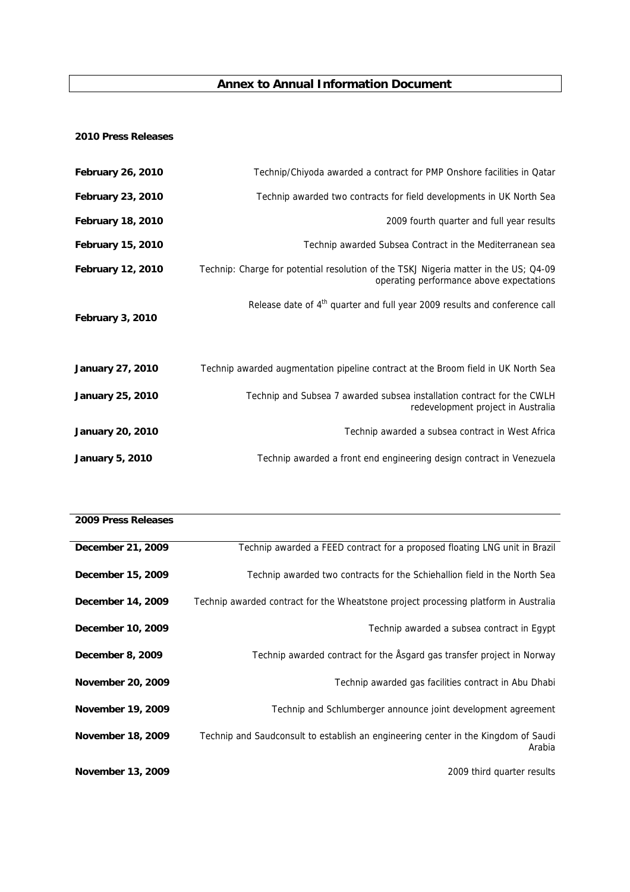# Annex to Annual Information Document

**2010 Press Releases**

| | |
|---|---|
| **February 26, 2010** | Technip/Chiyoda awarded a contract for PMP Onshore facilities in Qatar |
| **February 23, 2010** | Technip awarded two contracts for field developments in UK North Sea |
| **February 18, 2010** | 2009 fourth quarter and full year results |
| **February 15, 2010** | Technip awarded Subsea Contract in the Mediterranean sea |
| **February 12, 2010** | Technip: Charge for potential resolution of the TSKJ Nigeria matter in the US; Q4-09 operating performance above expectations |
| **February 3, 2010** | Release date of 4th quarter and full year 2009 results and conference call |
| **January 27, 2010** | Technip awarded augmentation pipeline contract at the Broom field in UK North Sea |
| **January 25, 2010** | Technip and Subsea 7 awarded subsea installation contract for the CWLH redevelopment project in Australia |
| **January 20, 2010** | Technip awarded a subsea contract in West Africa |
| **January 5, 2010** | Technip awarded a front end engineering design contract in Venezuela |

**2009 Press Releases**

| | |
|---|---|
| **December 21, 2009** | Technip awarded a FEED contract for a proposed floating LNG unit in Brazil |
| **December 15, 2009** | Technip awarded two contracts for the Schiehallion field in the North Sea |
| **December 14, 2009** | Technip awarded contract for the Wheatstone project processing platform in Australia |
| **December 10, 2009** | Technip awarded a subsea contract in Egypt |
| **December 8, 2009** | Technip awarded contract for the Åsgard gas transfer project in Norway |
| **November 20, 2009** | Technip awarded gas facilities contract in Abu Dhabi |
| **November 19, 2009** | Technip and Schlumberger announce joint development agreement |
| **November 18, 2009** | Technip and Saudconsult to establish an engineering center in the Kingdom of Saudi Arabia |
| **November 13, 2009** | 2009 third quarter results |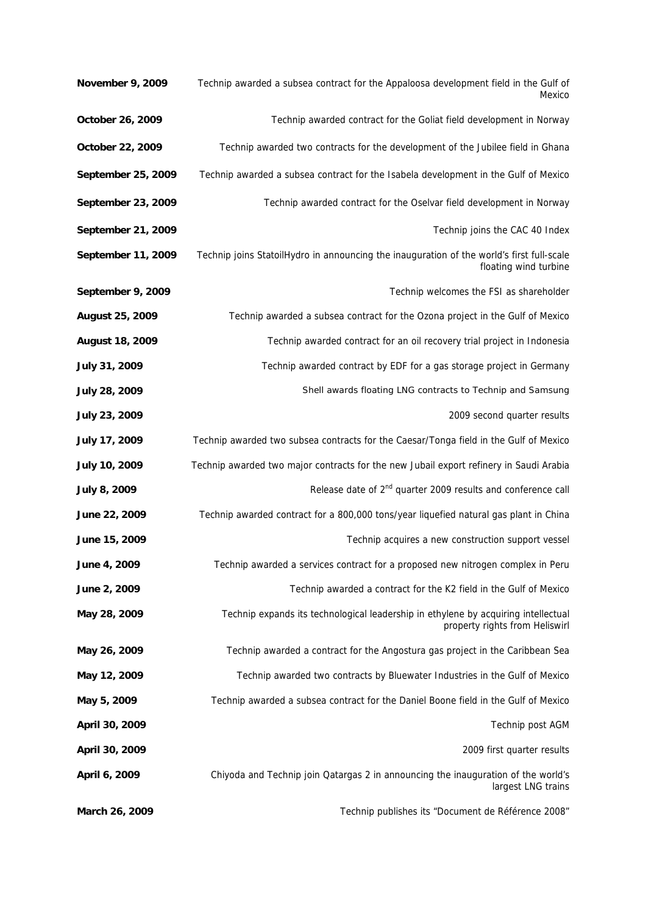| | |
|---|---|
| **November 9, 2009** | Technip awarded a subsea contract for the Appaloosa development field in the Gulf of Mexico |
| **October 26, 2009** | Technip awarded contract for the Goliat field development in Norway |
| **October 22, 2009** | Technip awarded two contracts for the development of the Jubilee field in Ghana |
| **September 25, 2009** | Technip awarded a subsea contract for the Isabela development in the Gulf of Mexico |
| **September 23, 2009** | Technip awarded contract for the Oselvar field development in Norway |
| **September 21, 2009** | Technip joins the CAC 40 Index |
| **September 11, 2009** | Technip joins StatoilHydro in announcing the inauguration of the world's first full-scale floating wind turbine |
| **September 9, 2009** | Technip welcomes the FSI as shareholder |
| **August 25, 2009** | Technip awarded a subsea contract for the Ozona project in the Gulf of Mexico |
| **August 18, 2009** | Technip awarded contract for an oil recovery trial project in Indonesia |
| **July 31, 2009** | Technip awarded contract by EDF for a gas storage project in Germany |
| **July 28, 2009** | Shell awards floating LNG contracts to Technip and Samsung |
| **July 23, 2009** | 2009 second quarter results |
| **July 17, 2009** | Technip awarded two subsea contracts for the Caesar/Tonga field in the Gulf of Mexico |
| **July 10, 2009** | Technip awarded two major contracts for the new Jubail export refinery in Saudi Arabia |
| **July 8, 2009** | Release date of 2nd quarter 2009 results and conference call |
| **June 22, 2009** | Technip awarded contract for a 800,000 tons/year liquefied natural gas plant in China |
| **June 15, 2009** | Technip acquires a new construction support vessel |
| **June 4, 2009** | Technip awarded a services contract for a proposed new nitrogen complex in Peru |
| **June 2, 2009** | Technip awarded a contract for the K2 field in the Gulf of Mexico |
| **May 28, 2009** | Technip expands its technological leadership in ethylene by acquiring intellectual property rights from Heliswirl |
| **May 26, 2009** | Technip awarded a contract for the Angostura gas project in the Caribbean Sea |
| **May 12, 2009** | Technip awarded two contracts by Bluewater Industries in the Gulf of Mexico |
| **May 5, 2009** | Technip awarded a subsea contract for the Daniel Boone field in the Gulf of Mexico |
| **April 30, 2009** | Technip post AGM |
| **April 30, 2009** | 2009 first quarter results |
| **April 6, 2009** | Chiyoda and Technip join Qatargas 2 in announcing the inauguration of the world's largest LNG trains |
| **March 26, 2009** | Technip publishes its "Document de Référence 2008" |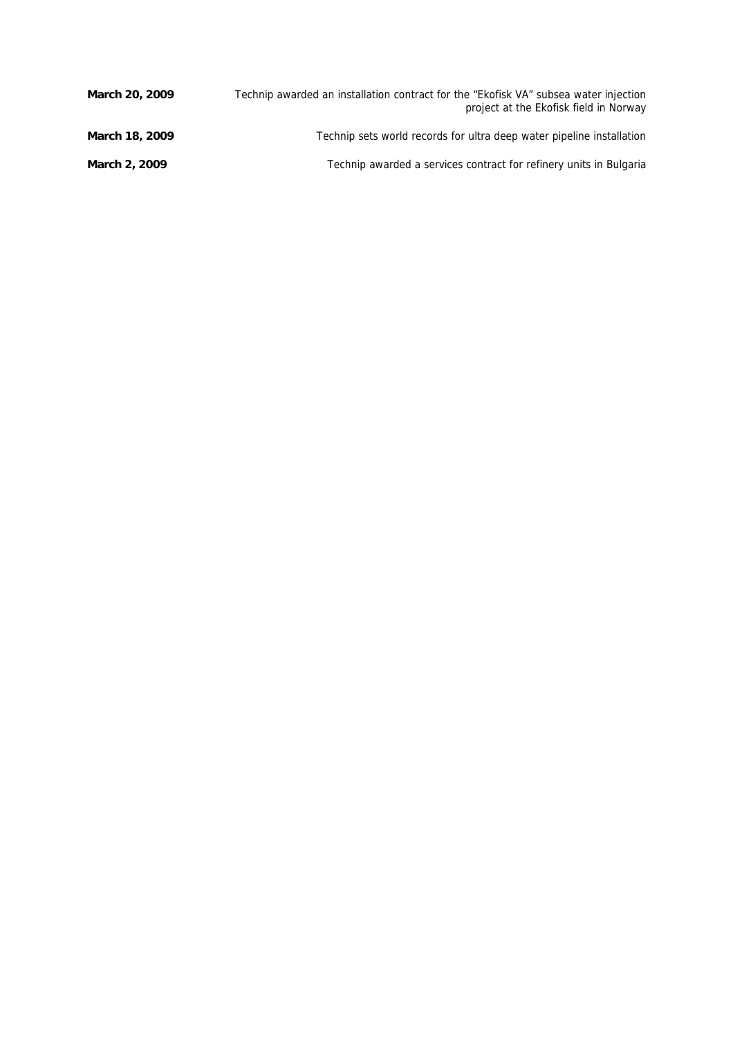| | |
|---|---|
| **March 20, 2009** | Technip awarded an installation contract for the "Ekofisk VA" subsea water injection project at the Ekofisk field in Norway |
| **March 18, 2009** | Technip sets world records for ultra deep water pipeline installation |
| **March 2, 2009** | Technip awarded a services contract for refinery units in Bulgaria |